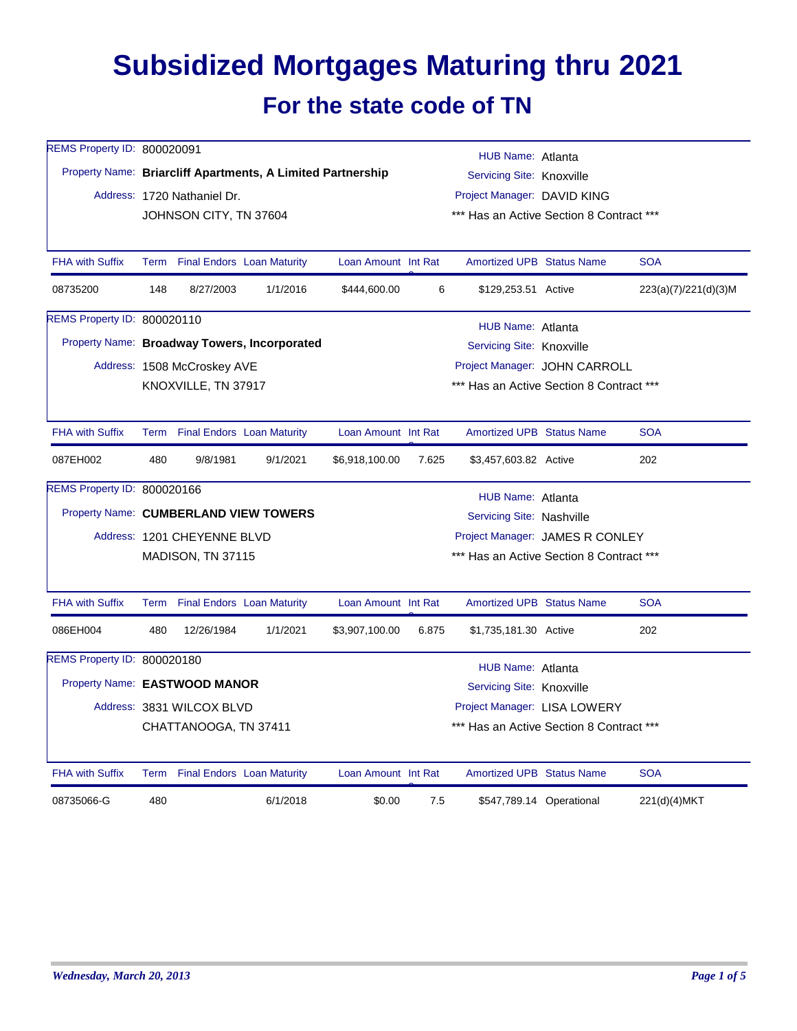# Subsidized Mortgages Maturing thru 2021

## For the state code of TN

REMS Property ID: 800020091

Property Name: **Briarcliff Apartments, A Limited Partnership**

Address: 1720 Nathaniel Dr.
JOHNSON CITY, TN 37604

HUB Name: Atlanta
Servicing Site: Knoxville
Project Manager: DAVID KING
*** Has an Active Section 8 Contract ***

| FHA with Suffix | Term | Final Endors | Loan Maturity | Loan Amount | Int Rate | Amortized UPB | Status Name | SOA |
|---|---|---|---|---|---|---|---|---|
| 08735200 | 148 | 8/27/2003 | 1/1/2016 | $444,600.00 | 6 | $129,253.51 | Active | 223(a)(7)/221(d)(3)M |

REMS Property ID: 800020110

Property Name: **Broadway Towers, Incorporated**

Address: 1508 McCroskey AVE
KNOXVILLE, TN 37917

HUB Name: Atlanta
Servicing Site: Knoxville
Project Manager: JOHN CARROLL
*** Has an Active Section 8 Contract ***

| FHA with Suffix | Term | Final Endors | Loan Maturity | Loan Amount | Int Rate | Amortized UPB | Status Name | SOA |
|---|---|---|---|---|---|---|---|---|
| 087EH002 | 480 | 9/8/1981 | 9/1/2021 | $6,918,100.00 | 7.625 | $3,457,603.82 | Active | 202 |

REMS Property ID: 800020166

Property Name: **CUMBERLAND VIEW TOWERS**

Address: 1201 CHEYENNE BLVD
MADISON, TN 37115

HUB Name: Atlanta
Servicing Site: Nashville
Project Manager: JAMES R CONLEY
*** Has an Active Section 8 Contract ***

| FHA with Suffix | Term | Final Endors | Loan Maturity | Loan Amount | Int Rate | Amortized UPB | Status Name | SOA |
|---|---|---|---|---|---|---|---|---|
| 086EH004 | 480 | 12/26/1984 | 1/1/2021 | $3,907,100.00 | 6.875 | $1,735,181.30 | Active | 202 |

REMS Property ID: 800020180

Property Name: **EASTWOOD MANOR**

Address: 3831 WILCOX BLVD
CHATTANOOGA, TN 37411

HUB Name: Atlanta
Servicing Site: Knoxville
Project Manager: LISA LOWERY
*** Has an Active Section 8 Contract ***

| FHA with Suffix | Term | Final Endors | Loan Maturity | Loan Amount | Int Rate | Amortized UPB | Status Name | SOA |
|---|---|---|---|---|---|---|---|---|
| 08735066-G | 480 | | 6/1/2018 | $0.00 | 7.5 | $547,789.14 | Operational | 221(d)(4)MKT |

*Wednesday, March 20, 2013*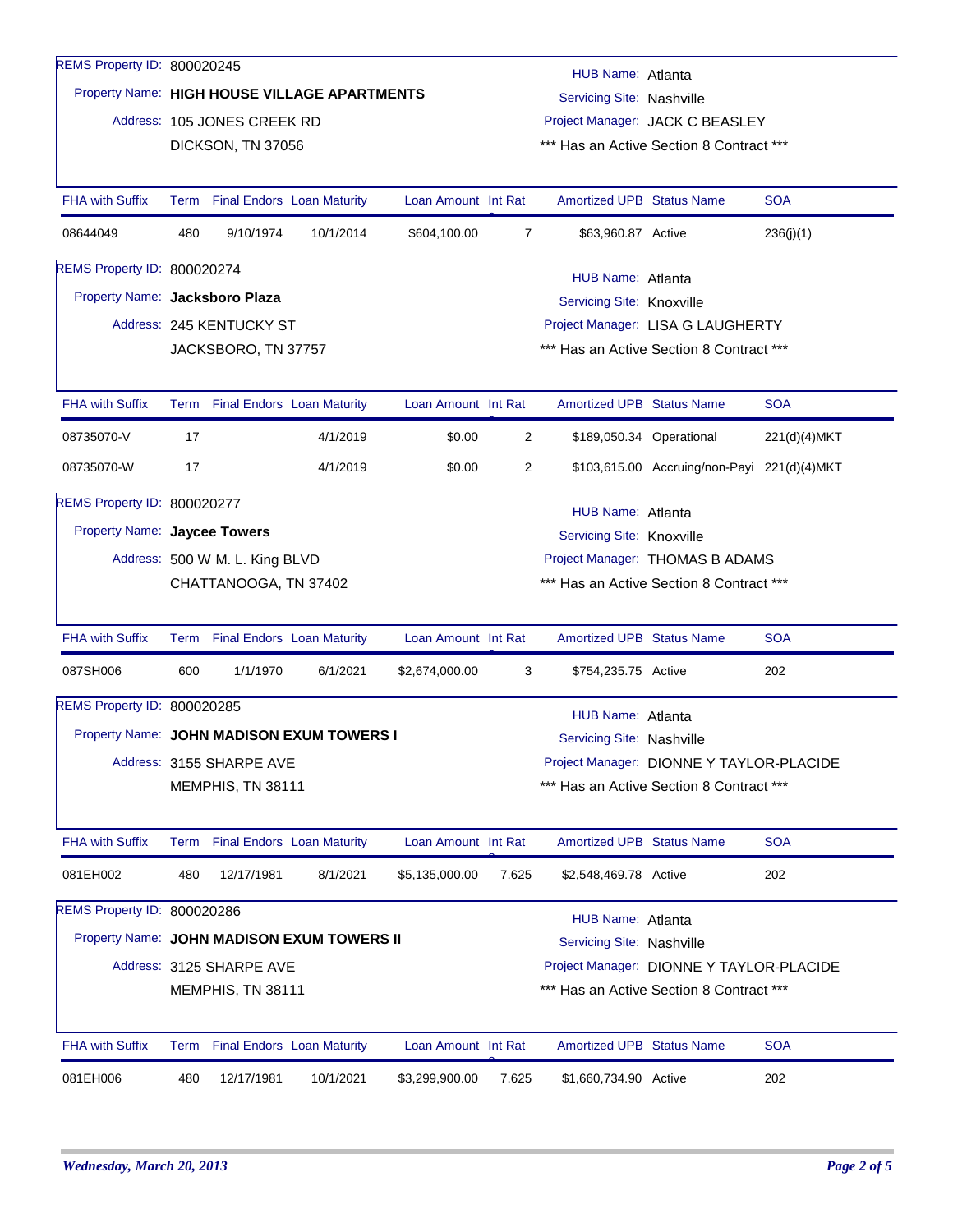REMS Property ID: 800020245

Property Name: **HIGH HOUSE VILLAGE APARTMENTS**

Address: 105 JONES CREEK RD

DICKSON, TN 37056

HUB Name: Atlanta

Servicing Site: Nashville

Project Manager: JACK C BEASLEY

*** Has an Active Section 8 Contract ***

| FHA with Suffix | Term | Final Endors | Loan Maturity | Loan Amount | Int Rate | Amortized UPB | Status Name | SOA |
|---|---|---|---|---|---|---|---|---|
| 08644049 | 480 | 9/10/1974 | 10/1/2014 | $604,100.00 | 7 | $63,960.87 | Active | 236(j)(1) |

REMS Property ID: 800020274

Property Name: **Jacksboro Plaza**

Address: 245 KENTUCKY ST

JACKSBORO, TN 37757

HUB Name: Atlanta

Servicing Site: Knoxville

Project Manager: LISA G LAUGHERTY

*** Has an Active Section 8 Contract ***

| FHA with Suffix | Term | Final Endors | Loan Maturity | Loan Amount | Int Rate | Amortized UPB | Status Name | SOA |
|---|---|---|---|---|---|---|---|---|
| 08735070-V | 17 | | 4/1/2019 | $0.00 | 2 | $189,050.34 | Operational | 221(d)(4)MKT |
| 08735070-W | 17 | | 4/1/2019 | $0.00 | 2 | $103,615.00 | Accruing/non-Payi | 221(d)(4)MKT |

REMS Property ID: 800020277

Property Name: **Jaycee Towers**

Address: 500 W M. L. King BLVD

CHATTANOOGA, TN 37402

HUB Name: Atlanta

Servicing Site: Knoxville

Project Manager: THOMAS B ADAMS

*** Has an Active Section 8 Contract ***

| FHA with Suffix | Term | Final Endors | Loan Maturity | Loan Amount | Int Rate | Amortized UPB | Status Name | SOA |
|---|---|---|---|---|---|---|---|---|
| 087SH006 | 600 | 1/1/1970 | 6/1/2021 | $2,674,000.00 | 3 | $754,235.75 | Active | 202 |

REMS Property ID: 800020285

Property Name: **JOHN MADISON EXUM TOWERS I**

Address: 3155 SHARPE AVE

MEMPHIS, TN 38111

HUB Name: Atlanta

Servicing Site: Nashville

Project Manager: DIONNE Y TAYLOR-PLACIDE

*** Has an Active Section 8 Contract ***

| FHA with Suffix | Term | Final Endors | Loan Maturity | Loan Amount | Int Rate | Amortized UPB | Status Name | SOA |
|---|---|---|---|---|---|---|---|---|
| 081EH002 | 480 | 12/17/1981 | 8/1/2021 | $5,135,000.00 | 7.625 | $2,548,469.78 | Active | 202 |

REMS Property ID: 800020286

Property Name: **JOHN MADISON EXUM TOWERS II**

Address: 3125 SHARPE AVE

MEMPHIS, TN 38111

HUB Name: Atlanta

Servicing Site: Nashville

Project Manager: DIONNE Y TAYLOR-PLACIDE

*** Has an Active Section 8 Contract ***

| FHA with Suffix | Term | Final Endors | Loan Maturity | Loan Amount | Int Rate | Amortized UPB | Status Name | SOA |
|---|---|---|---|---|---|---|---|---|
| 081EH006 | 480 | 12/17/1981 | 10/1/2021 | $3,299,900.00 | 7.625 | $1,660,734.90 | Active | 202 |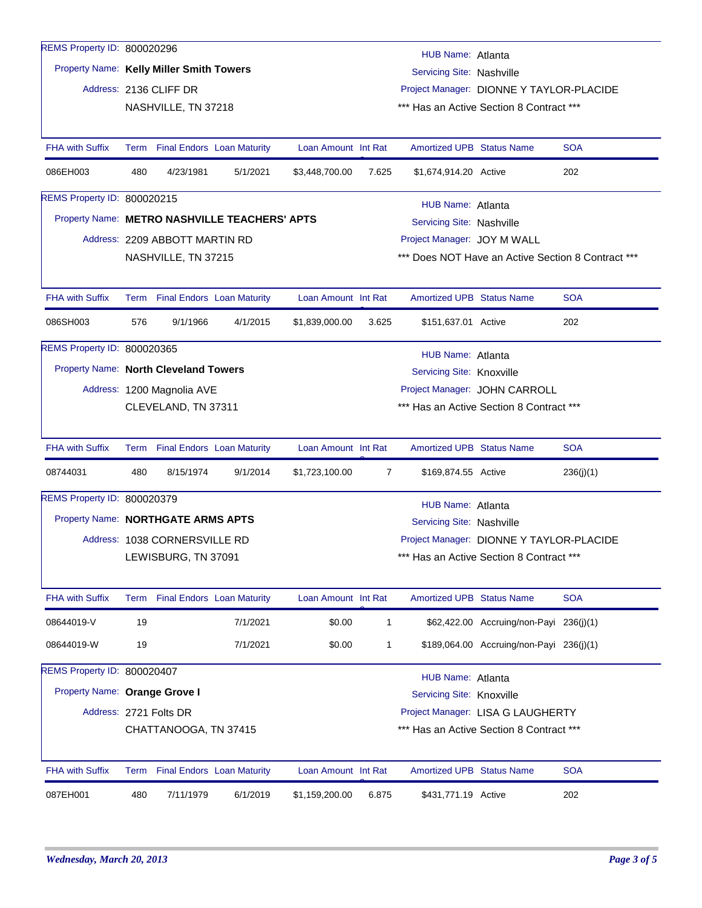REMS Property ID: 800020296

Property Name: **Kelly Miller Smith Towers**

Address: 2136 CLIFF DR
NASHVILLE, TN 37218

HUB Name: Atlanta
Servicing Site: Nashville
Project Manager: DIONNE Y TAYLOR-PLACIDE
*** Has an Active Section 8 Contract ***

| FHA with Suffix | Term | Final Endors | Loan Maturity | Loan Amount | Int Rate | Amortized UPB | Status Name | SOA |
|---|---|---|---|---|---|---|---|---|
| 086EH003 | 480 | 4/23/1981 | 5/1/2021 | $3,448,700.00 | 7.625 | $1,674,914.20 | Active | 202 |

REMS Property ID: 800020215

Property Name: **METRO NASHVILLE TEACHERS' APTS**

Address: 2209 ABBOTT MARTIN RD
NASHVILLE, TN 37215

HUB Name: Atlanta
Servicing Site: Nashville
Project Manager: JOY M WALL
*** Does NOT Have an Active Section 8 Contract ***

| FHA with Suffix | Term | Final Endors | Loan Maturity | Loan Amount | Int Rate | Amortized UPB | Status Name | SOA |
|---|---|---|---|---|---|---|---|---|
| 086SH003 | 576 | 9/1/1966 | 4/1/2015 | $1,839,000.00 | 3.625 | $151,637.01 | Active | 202 |

REMS Property ID: 800020365

Property Name: **North Cleveland Towers**

Address: 1200 Magnolia AVE
CLEVELAND, TN 37311

HUB Name: Atlanta
Servicing Site: Knoxville
Project Manager: JOHN CARROLL
*** Has an Active Section 8 Contract ***

| FHA with Suffix | Term | Final Endors | Loan Maturity | Loan Amount | Int Rate | Amortized UPB | Status Name | SOA |
|---|---|---|---|---|---|---|---|---|
| 08744031 | 480 | 8/15/1974 | 9/1/2014 | $1,723,100.00 | 7 | $169,874.55 | Active | 236(j)(1) |

REMS Property ID: 800020379

Property Name: **NORTHGATE ARMS APTS**

Address: 1038 CORNERSVILLE RD
LEWISBURG, TN 37091

HUB Name: Atlanta
Servicing Site: Nashville
Project Manager: DIONNE Y TAYLOR-PLACIDE
*** Has an Active Section 8 Contract ***

| FHA with Suffix | Term | Final Endors | Loan Maturity | Loan Amount | Int Rate | Amortized UPB | Status Name | SOA |
|---|---|---|---|---|---|---|---|---|
| 08644019-V | 19 | | 7/1/2021 | $0.00 | 1 | $62,422.00 | Accruing/non-Payi | 236(j)(1) |
| 08644019-W | 19 | | 7/1/2021 | $0.00 | 1 | $189,064.00 | Accruing/non-Payi | 236(j)(1) |

REMS Property ID: 800020407

Property Name: **Orange Grove I**

Address: 2721 Folts DR
CHATTANOOGA, TN 37415

HUB Name: Atlanta
Servicing Site: Knoxville
Project Manager: LISA G LAUGHERTY
*** Has an Active Section 8 Contract ***

| FHA with Suffix | Term | Final Endors | Loan Maturity | Loan Amount | Int Rate | Amortized UPB | Status Name | SOA |
|---|---|---|---|---|---|---|---|---|
| 087EH001 | 480 | 7/11/1979 | 6/1/2019 | $1,159,200.00 | 6.875 | $431,771.19 | Active | 202 |

*Wednesday, March 20, 2013*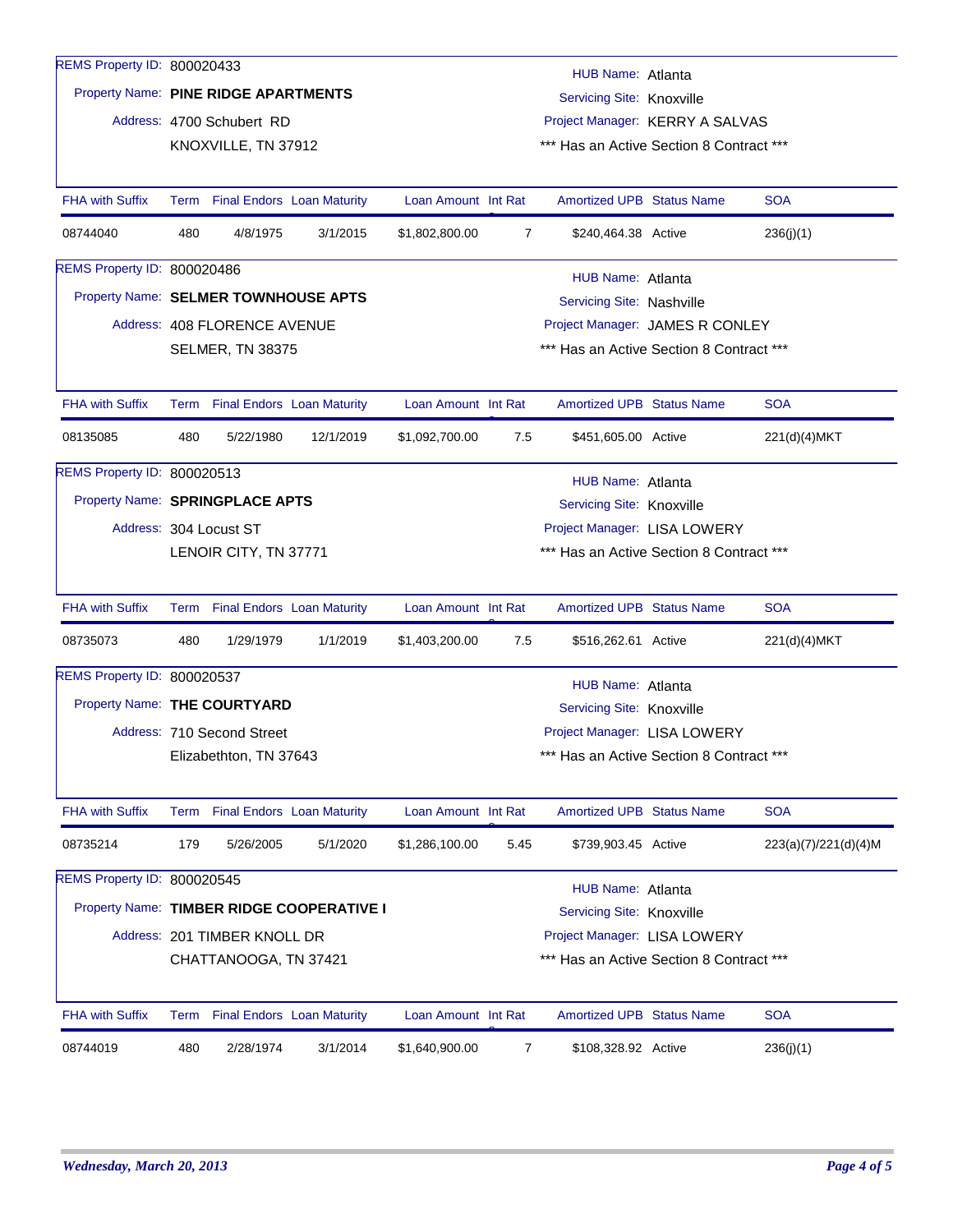REMS Property ID: 800020433

Property Name: **PINE RIDGE APARTMENTS**

Address: 4700 Schubert RD
KNOXVILLE, TN 37912

HUB Name: Atlanta
Servicing Site: Knoxville
Project Manager: KERRY A SALVAS
*** Has an Active Section 8 Contract ***

| FHA with Suffix | Term | Final Endors | Loan Maturity | Loan Amount | Int Rate | Amortized UPB | Status Name | SOA |
|---|---|---|---|---|---|---|---|---|
| 08744040 | 480 | 4/8/1975 | 3/1/2015 | $1,802,800.00 | 7 | $240,464.38 | Active | 236(j)(1) |

REMS Property ID: 800020486

Property Name: **SELMER TOWNHOUSE APTS**

Address: 408 FLORENCE AVENUE
SELMER, TN 38375

HUB Name: Atlanta
Servicing Site: Nashville
Project Manager: JAMES R CONLEY
*** Has an Active Section 8 Contract ***

| FHA with Suffix | Term | Final Endors | Loan Maturity | Loan Amount | Int Rate | Amortized UPB | Status Name | SOA |
|---|---|---|---|---|---|---|---|---|
| 08135085 | 480 | 5/22/1980 | 12/1/2019 | $1,092,700.00 | 7.5 | $451,605.00 | Active | 221(d)(4)MKT |

REMS Property ID: 800020513

Property Name: **SPRINGPLACE APTS**

Address: 304 Locust ST
LENOIR CITY, TN 37771

HUB Name: Atlanta
Servicing Site: Knoxville
Project Manager: LISA LOWERY
*** Has an Active Section 8 Contract ***

| FHA with Suffix | Term | Final Endors | Loan Maturity | Loan Amount | Int Rate | Amortized UPB | Status Name | SOA |
|---|---|---|---|---|---|---|---|---|
| 08735073 | 480 | 1/29/1979 | 1/1/2019 | $1,403,200.00 | 7.5 | $516,262.61 | Active | 221(d)(4)MKT |

REMS Property ID: 800020537

Property Name: **THE COURTYARD**

Address: 710 Second Street
Elizabethton, TN 37643

HUB Name: Atlanta
Servicing Site: Knoxville
Project Manager: LISA LOWERY
*** Has an Active Section 8 Contract ***

| FHA with Suffix | Term | Final Endors | Loan Maturity | Loan Amount | Int Rate | Amortized UPB | Status Name | SOA |
|---|---|---|---|---|---|---|---|---|
| 08735214 | 179 | 5/26/2005 | 5/1/2020 | $1,286,100.00 | 5.45 | $739,903.45 | Active | 223(a)(7)/221(d)(4)M |

REMS Property ID: 800020545

Property Name: **TIMBER RIDGE COOPERATIVE I**

Address: 201 TIMBER KNOLL DR
CHATTANOOGA, TN 37421

HUB Name: Atlanta
Servicing Site: Knoxville
Project Manager: LISA LOWERY
*** Has an Active Section 8 Contract ***

| FHA with Suffix | Term | Final Endors | Loan Maturity | Loan Amount | Int Rate | Amortized UPB | Status Name | SOA |
|---|---|---|---|---|---|---|---|---|
| 08744019 | 480 | 2/28/1974 | 3/1/2014 | $1,640,900.00 | 7 | $108,328.92 | Active | 236(j)(1) |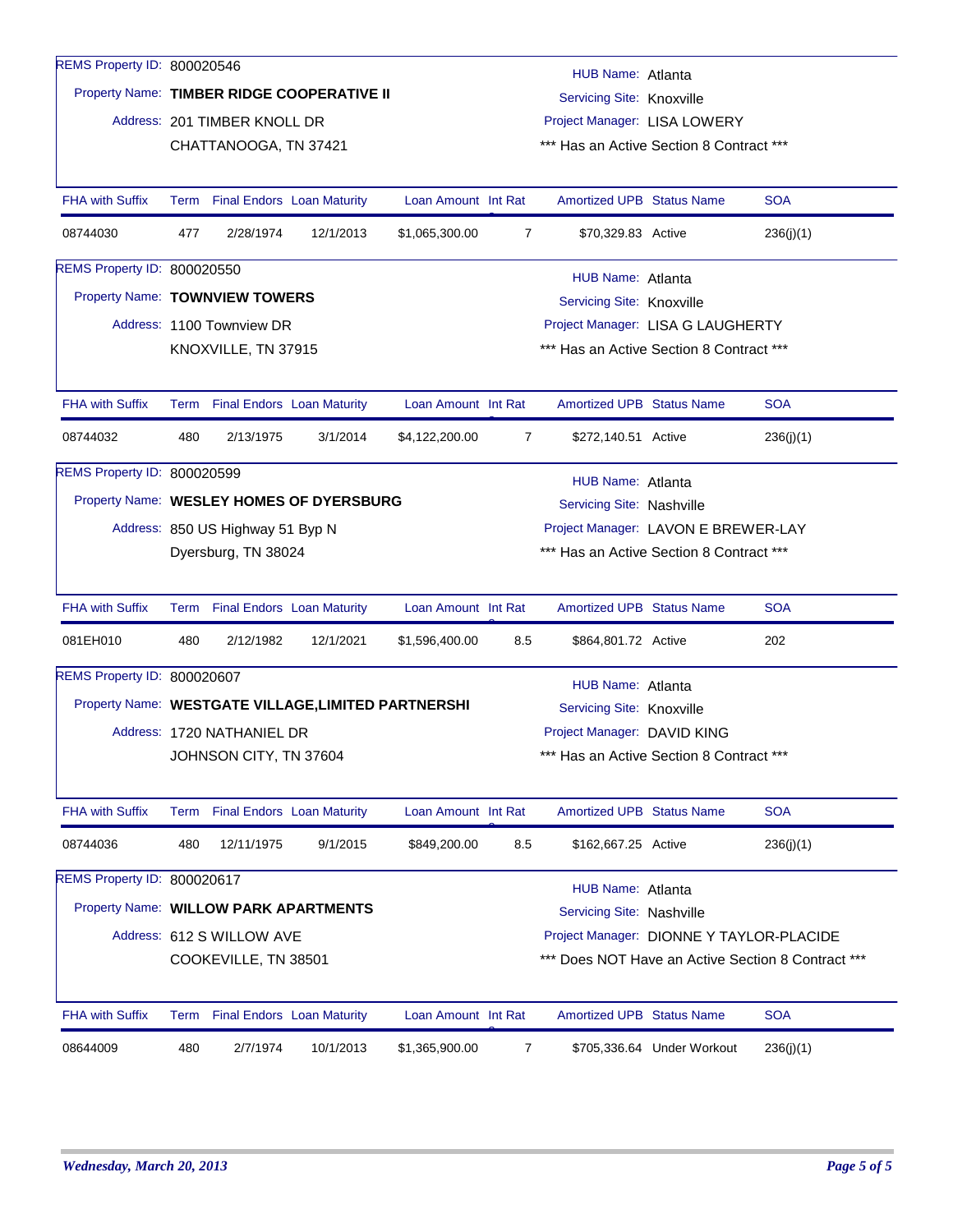REMS Property ID: 800020546

Property Name: **TIMBER RIDGE COOPERATIVE II**

Address: 201 TIMBER KNOLL DR
CHATTANOOGA, TN 37421

HUB Name: Atlanta
Servicing Site: Knoxville
Project Manager: LISA LOWERY
*** Has an Active Section 8 Contract ***

| FHA with Suffix | Term | Final Endors | Loan Maturity | Loan Amount | Int Rat | Amortized UPB | Status Name | SOA |
|---|---|---|---|---|---|---|---|---|
| 08744030 | 477 | 2/28/1974 | 12/1/2013 | $1,065,300.00 | 7 | $70,329.83 | Active | 236(j)(1) |

REMS Property ID: 800020550

Property Name: **TOWNVIEW TOWERS**

Address: 1100 Townview DR
KNOXVILLE, TN 37915

HUB Name: Atlanta
Servicing Site: Knoxville
Project Manager: LISA G LAUGHERTY
*** Has an Active Section 8 Contract ***

| FHA with Suffix | Term | Final Endors | Loan Maturity | Loan Amount | Int Rat | Amortized UPB | Status Name | SOA |
|---|---|---|---|---|---|---|---|---|
| 08744032 | 480 | 2/13/1975 | 3/1/2014 | $4,122,200.00 | 7 | $272,140.51 | Active | 236(j)(1) |

REMS Property ID: 800020599

Property Name: **WESLEY HOMES OF DYERSBURG**

Address: 850 US Highway 51 Byp N
Dyersburg, TN 38024

HUB Name: Atlanta
Servicing Site: Nashville
Project Manager: LAVON E BREWER-LAY
*** Has an Active Section 8 Contract ***

| FHA with Suffix | Term | Final Endors | Loan Maturity | Loan Amount | Int Rat | Amortized UPB | Status Name | SOA |
|---|---|---|---|---|---|---|---|---|
| 081EH010 | 480 | 2/12/1982 | 12/1/2021 | $1,596,400.00 | 8.5 | $864,801.72 | Active | 202 |

REMS Property ID: 800020607

Property Name: **WESTGATE VILLAGE,LIMITED PARTNERSHI**

Address: 1720 NATHANIEL DR
JOHNSON CITY, TN 37604

HUB Name: Atlanta
Servicing Site: Knoxville
Project Manager: DAVID KING
*** Has an Active Section 8 Contract ***

| FHA with Suffix | Term | Final Endors | Loan Maturity | Loan Amount | Int Rat | Amortized UPB | Status Name | SOA |
|---|---|---|---|---|---|---|---|---|
| 08744036 | 480 | 12/11/1975 | 9/1/2015 | $849,200.00 | 8.5 | $162,667.25 | Active | 236(j)(1) |

REMS Property ID: 800020617

Property Name: **WILLOW PARK APARTMENTS**

Address: 612 S WILLOW AVE
COOKEVILLE, TN 38501

HUB Name: Atlanta
Servicing Site: Nashville
Project Manager: DIONNE Y TAYLOR-PLACIDE
*** Does NOT Have an Active Section 8 Contract ***

| FHA with Suffix | Term | Final Endors | Loan Maturity | Loan Amount | Int Rat | Amortized UPB | Status Name | SOA |
|---|---|---|---|---|---|---|---|---|
| 08644009 | 480 | 2/7/1974 | 10/1/2013 | $1,365,900.00 | 7 | $705,336.64 | Under Workout | 236(j)(1) |

*Wednesday, March 20, 2013*